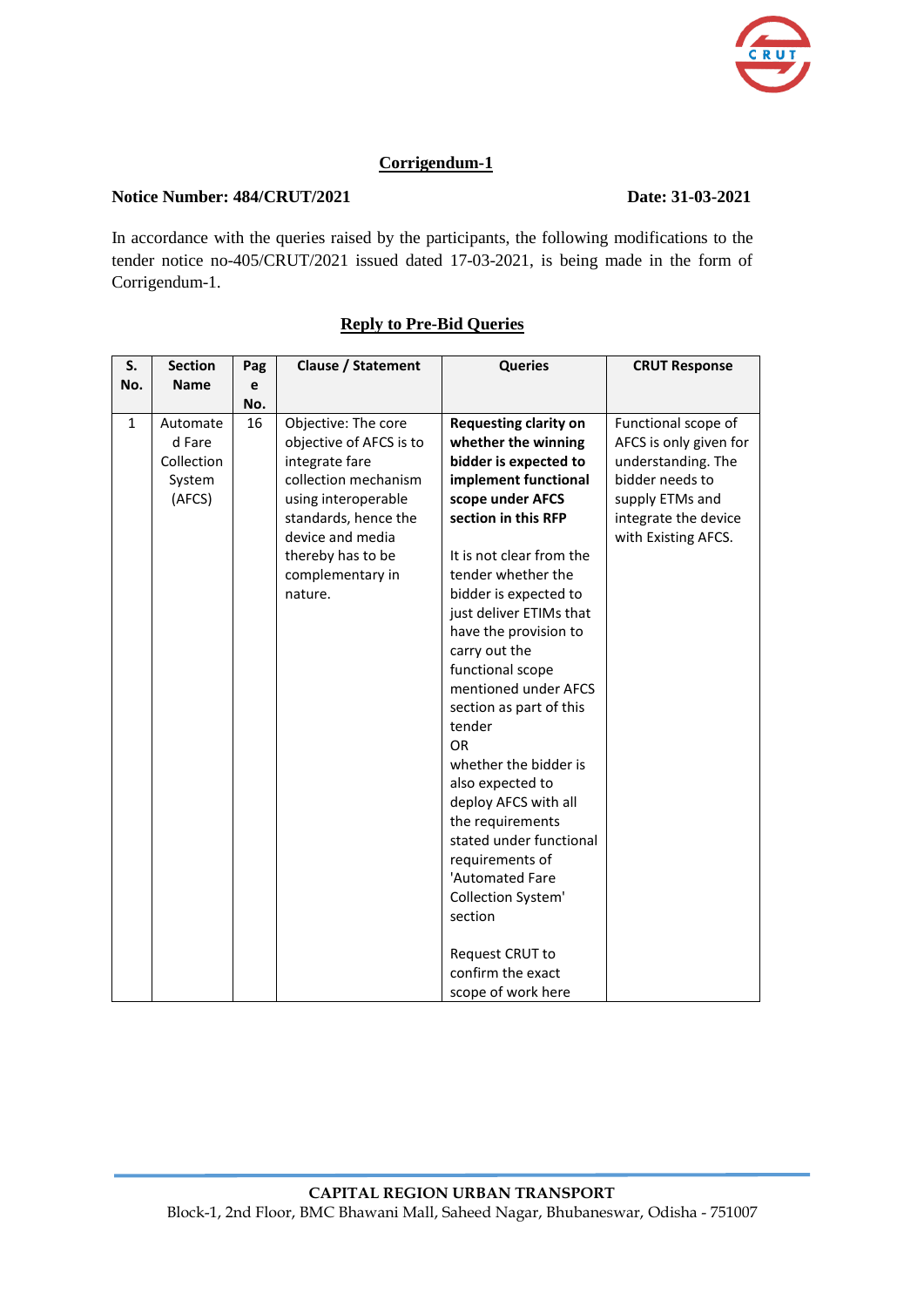## Corrigendum-1

**Notice Number: 484/CRUT/2021** **Date: 31-03-2021**

In accordance with the queries raised by the participants, the following modifications to the tender notice no-405/CRUT/2021 issued dated 17-03-2021, is being made in the form of Corrigendum-1.

## Reply to Pre-Bid Queries

| S. No. | Section Name | Page No. | Clause / Statement | Queries | CRUT Response |
|---|---|---|---|---|---|
| 1 | Automated Fare Collection System (AFCS) | 16 | Objective: The core objective of AFCS is to integrate fare collection mechanism using interoperable standards, hence the device and media thereby has to be complementary in nature. | **Requesting clarity on whether the winning bidder is expected to implement functional scope under AFCS section in this RFP**<br><br>It is not clear from the tender whether the bidder is expected to just deliver ETIMs that have the provision to carry out the functional scope mentioned under AFCS section as part of this tender<br>OR<br>whether the bidder is also expected to deploy AFCS with all the requirements stated under functional requirements of 'Automated Fare Collection System' section<br><br>Request CRUT to confirm the exact scope of work here | Functional scope of AFCS is only given for understanding. The bidder needs to supply ETMs and integrate the device with Existing AFCS. |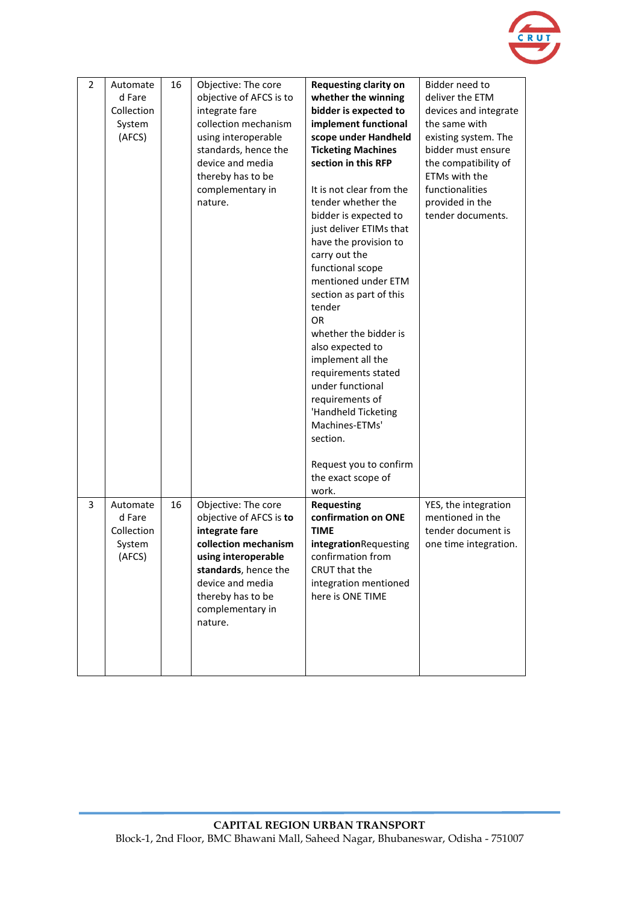| 2 | Automated Fare Collection System (AFCS) | 16 | Objective: The core objective of AFCS is to integrate fare collection mechanism using interoperable standards, hence the device and media thereby has to be complementary in nature. | **Requesting clarity on whether the winning bidder is expected to implement functional scope under Handheld Ticketing Machines section in this RFP**<br><br>It is not clear from the tender whether the bidder is expected to just deliver ETIMs that have the provision to carry out the functional scope mentioned under ETM section as part of this tender<br>OR<br>whether the bidder is also expected to implement all the requirements stated under functional requirements of 'Handheld Ticketing Machines-ETMs' section.<br><br>Request you to confirm the exact scope of work. | Bidder need to deliver the ETM devices and integrate the same with existing system. The bidder must ensure the compatibility of ETMs with the functionalities provided in the tender documents. |
|---|---|---|---|---|---|
| 3 | Automated Fare Collection System (AFCS) | 16 | Objective: The core objective of AFCS is **to integrate fare collection mechanism using interoperable standards**, hence the device and media thereby has to be complementary in nature. | **Requesting confirmation on ONE TIME integration**Requesting confirmation from CRUT that the integration mentioned here is ONE TIME | YES, the integration mentioned in the tender document is one time integration. |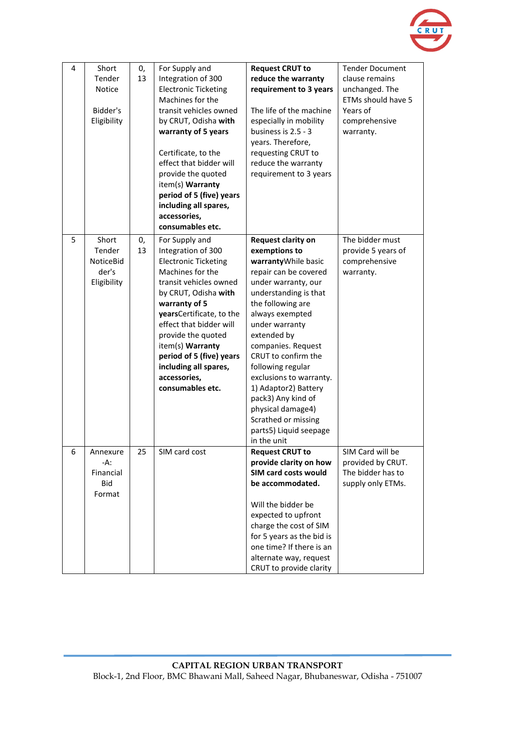| 4 | Short Tender Notice<br><br>Bidder's Eligibility | 0, 13 | For Supply and Integration of 300 Electronic Ticketing Machines for the transit vehicles owned by CRUT, Odisha **with warranty of 5 years**<br><br>Certificate, to the effect that bidder will provide the quoted item(s) **Warranty period of 5 (five) years including all spares, accessories, consumables etc.** | **Request CRUT to reduce the warranty requirement to 3 years**<br><br>The life of the machine especially in mobility business is 2.5 - 3 years. Therefore, requesting CRUT to reduce the warranty requirement to 3 years | Tender Document clause remains unchanged. The ETMs should have 5 Years of comprehensive warranty. |
|---|---|---|---|---|---|
| 5 | Short Tender NoticeBidder's Eligibility | 0, 13 | For Supply and Integration of 300 Electronic Ticketing Machines for the transit vehicles owned by CRUT, Odisha **with warranty of 5 years**Certificate, to the effect that bidder will provide the quoted item(s) **Warranty period of 5 (five) years including all spares, accessories, consumables etc.** | **Request clarity on exemptions to warranty**While basic repair can be covered under warranty, our understanding is that the following are always exempted under warranty extended by companies. Request CRUT to confirm the following regular exclusions to warranty. 1) Adaptor2) Battery pack3) Any kind of physical damage4) Scrathed or missing parts5) Liquid seepage in the unit | The bidder must provide 5 years of comprehensive warranty. |
| 6 | Annexure -A: Financial Bid Format | 25 | SIM card cost | **Request CRUT to provide clarity on how SIM card costs would be accommodated.**<br><br>Will the bidder be expected to upfront charge the cost of SIM for 5 years as the bid is one time? If there is an alternate way, request CRUT to provide clarity | SIM Card will be provided by CRUT. The bidder has to supply only ETMs. |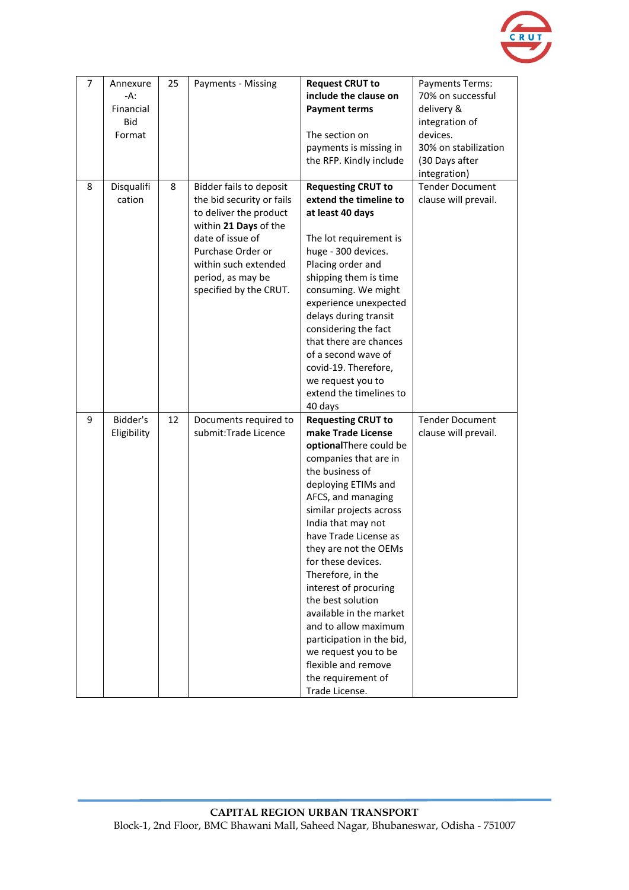| 7 | Annexure -A: Financial Bid Format | 25 | Payments - Missing | **Request CRUT to include the clause on Payment terms**<br><br>The section on payments is missing in the RFP. Kindly include | Payments Terms: 70% on successful delivery & integration of devices.<br>30% on stabilization (30 Days after integration) |
|---|---|---|---|---|---|
| 8 | Disqualification | 8 | Bidder fails to deposit the bid security or fails to deliver the product within **21** **Days** of the date of issue of Purchase Order or within such extended period, as may be specified by the CRUT. | **Requesting CRUT to extend the timeline to at least 40 days**<br><br>The lot requirement is huge - 300 devices. Placing order and shipping them is time consuming. We might experience unexpected delays during transit considering the fact that there are chances of a second wave of covid-19. Therefore, we request you to extend the timelines to 40 days | Tender Document clause will prevail. |
| 9 | Bidder's Eligibility | 12 | Documents required to submit:Trade Licence | **Requesting CRUT to make Trade License optional**There could be companies that are in the business of deploying ETIMs and AFCS, and managing similar projects across India that may not have Trade License as they are not the OEMs for these devices. Therefore, in the interest of procuring the best solution available in the market and to allow maximum participation in the bid, we request you to be flexible and remove the requirement of Trade License. | Tender Document clause will prevail. |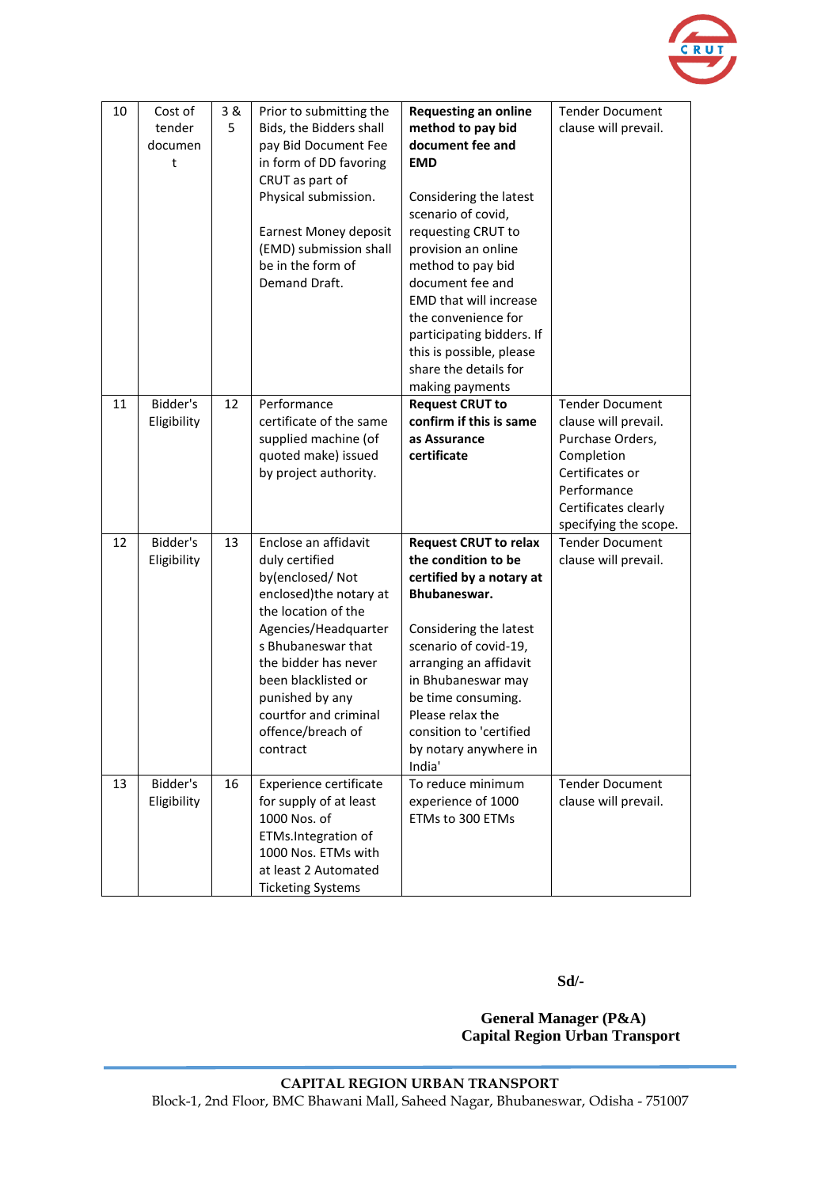| | | | | | |
|---|---|---|---|---|---|
| 10 | Cost of tender document | 3 & 5 | Prior to submitting the Bids, the Bidders shall pay Bid Document Fee in form of DD favoring CRUT as part of Physical submission.<br><br>Earnest Money deposit (EMD) submission shall be in the form of Demand Draft. | **Requesting an online method to pay bid document fee and EMD**<br><br>Considering the latest scenario of covid, requesting CRUT to provision an online method to pay bid document fee and EMD that will increase the convenience for participating bidders. If this is possible, please share the details for making payments | Tender Document clause will prevail. |
| 11 | Bidder's Eligibility | 12 | Performance certificate of the same supplied machine (of quoted make) issued by project authority. | **Request CRUT to confirm if this is same as Assurance certificate** | Tender Document clause will prevail. Purchase Orders, Completion Certificates or Performance Certificates clearly specifying the scope. |
| 12 | Bidder's Eligibility | 13 | Enclose an affidavit duly certified by(enclosed/ Not enclosed)the notary at the location of the Agencies/Headquarters Bhubaneswar that the bidder has never been blacklisted or punished by any courtfor and criminal offence/breach of contract | **Request CRUT to relax the condition to be certified by a notary at Bhubaneswar.**<br><br>Considering the latest scenario of covid-19, arranging an affidavit in Bhubaneswar may be time consuming. Please relax the consition to 'certified by notary anywhere in India' | Tender Document clause will prevail. |
| 13 | Bidder's Eligibility | 16 | Experience certificate for supply of at least 1000 Nos. of ETMs.Integration of 1000 Nos. ETMs with at least 2 Automated Ticketing Systems | To reduce minimum experience of 1000 ETMs to 300 ETMs | Tender Document clause will prevail. |

**Sd/-**

**General Manager (P&A)**
**Capital Region Urban Transport**

**CAPITAL REGION URBAN TRANSPORT**
Block-1, 2nd Floor, BMC Bhawani Mall, Saheed Nagar, Bhubaneswar, Odisha - 751007